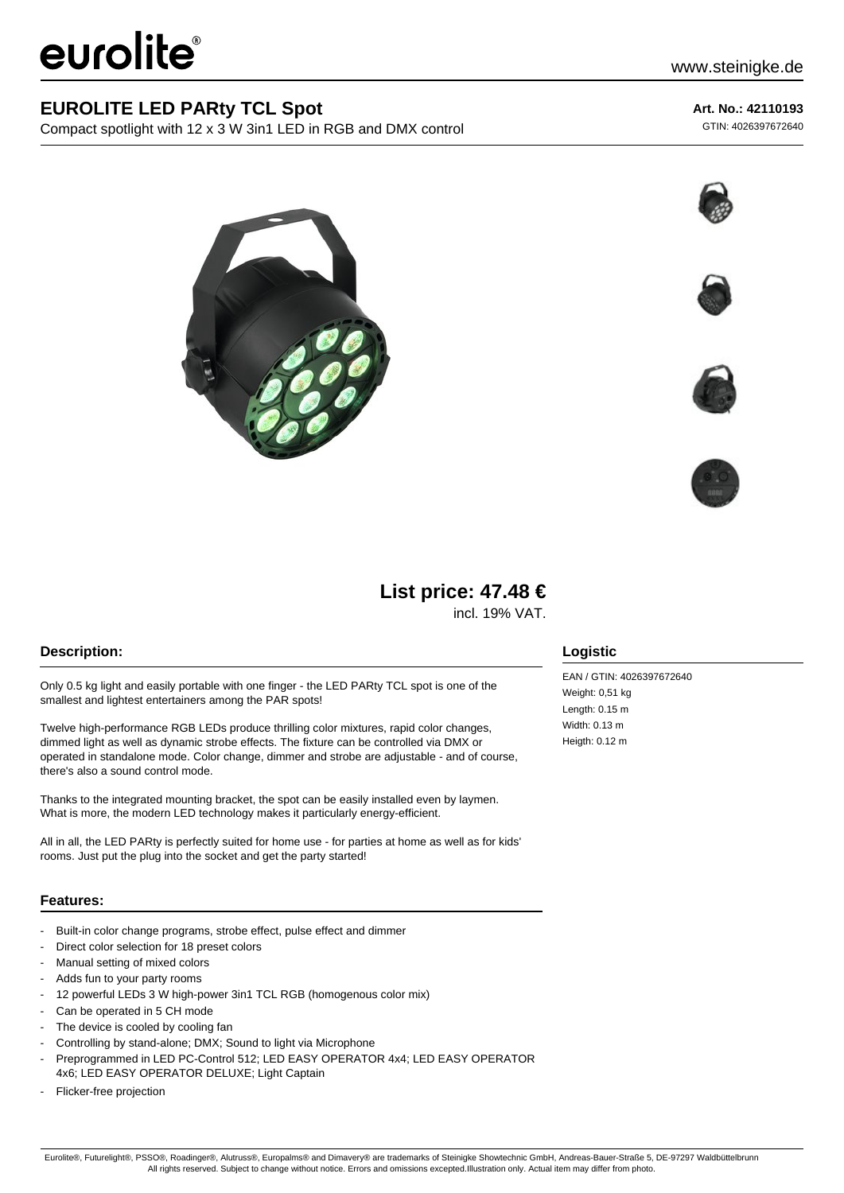eurolite®

www.steinigke.de

# EUROLITE LED PARty TCL Spot

Compact spotlight with 12 x 3 W 3in1 LED in RGB and DMX control

**Art. No.: 42110193**

GTIN: 4026397672640

## List price: 47.48 €

incl. 19% VAT.

### Description:

Only 0.5 kg light and easily portable with one finger - the LED PARty TCL spot is one of the smallest and lightest entertainers among the PAR spots!

Twelve high-performance RGB LEDs produce thrilling color mixtures, rapid color changes, dimmed light as well as dynamic strobe effects. The fixture can be controlled via DMX or operated in standalone mode. Color change, dimmer and strobe are adjustable - and of course, there's also a sound control mode.

Thanks to the integrated mounting bracket, the spot can be easily installed even by laymen. What is more, the modern LED technology makes it particularly energy-efficient.

All in all, the LED PARty is perfectly suited for home use - for parties at home as well as for kids' rooms. Just put the plug into the socket and get the party started!

### Features:

- Built-in color change programs, strobe effect, pulse effect and dimmer
- Direct color selection for 18 preset colors
- Manual setting of mixed colors
- Adds fun to your party rooms
- 12 powerful LEDs 3 W high-power 3in1 TCL RGB (homogenous color mix)
- Can be operated in 5 CH mode
- The device is cooled by cooling fan
- Controlling by stand-alone; DMX; Sound to light via Microphone
- Preprogrammed in LED PC-Control 512; LED EASY OPERATOR 4x4; LED EASY OPERATOR 4x6; LED EASY OPERATOR DELUXE; Light Captain
- Flicker-free projection

### Logistic

EAN / GTIN: 4026397672640
Weight: 0,51 kg
Length: 0.15 m
Width: 0.13 m
Heigth: 0.12 m

Eurolite®, Futurelight®, PSSO®, Roadinger®, Alutruss®, Europalms® and Dimavery® are trademarks of Steinigke Showtechnic GmbH, Andreas-Bauer-Straße 5, DE-97297 Waldbüttelbrunn
All rights reserved. Subject to change without notice. Errors and omissions excepted.Illustration only. Actual item may differ from photo.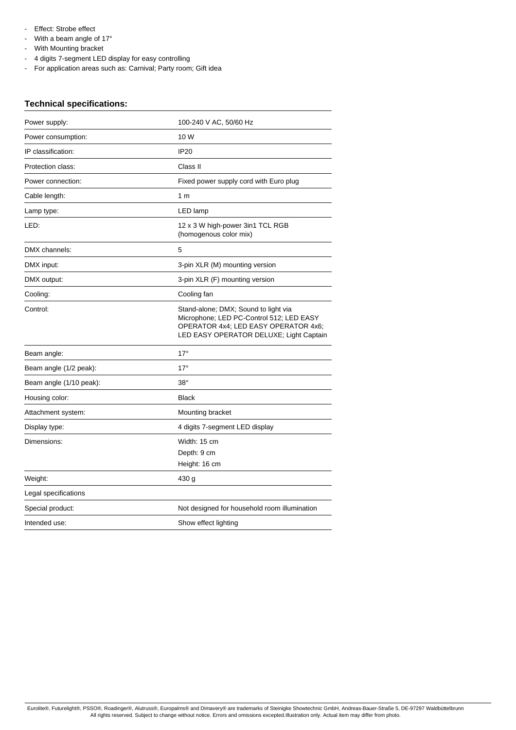- Effect: Strobe effect
- With a beam angle of 17°
- With Mounting bracket
- 4 digits 7-segment LED display for easy controlling
- For application areas such as: Carnival; Party room; Gift idea

## Technical specifications:

| | |
|---|---|
| Power supply: | 100-240 V AC, 50/60 Hz |
| Power consumption: | 10 W |
| IP classification: | IP20 |
| Protection class: | Class II |
| Power connection: | Fixed power supply cord with Euro plug |
| Cable length: | 1 m |
| Lamp type: | LED lamp |
| LED: | 12 x 3 W high-power 3in1 TCL RGB (homogenous color mix) |
| DMX channels: | 5 |
| DMX input: | 3-pin XLR (M) mounting version |
| DMX output: | 3-pin XLR (F) mounting version |
| Cooling: | Cooling fan |
| Control: | Stand-alone; DMX; Sound to light via Microphone; LED PC-Control 512; LED EASY OPERATOR 4x4; LED EASY OPERATOR 4x6; LED EASY OPERATOR DELUXE; Light Captain |
| Beam angle: | 17° |
| Beam angle (1/2 peak): | 17° |
| Beam angle (1/10 peak): | 38° |
| Housing color: | Black |
| Attachment system: | Mounting bracket |
| Display type: | 4 digits 7-segment LED display |
| Dimensions: | Width: 15 cm<br>Depth: 9 cm<br>Height: 16 cm |
| Weight: | 430 g |
| Legal specifications | |
| Special product: | Not designed for household room illumination |
| Intended use: | Show effect lighting |

Eurolite®, Futurelight®, PSSO®, Roadinger®, Alutruss®, Europalms® and Dimavery® are trademarks of Steinigke Showtechnic GmbH, Andreas-Bauer-Straße 5, DE-97297 Waldbüttelbrunn
All rights reserved. Subject to change without notice. Errors and omissions excepted.Illustration only. Actual item may differ from photo.